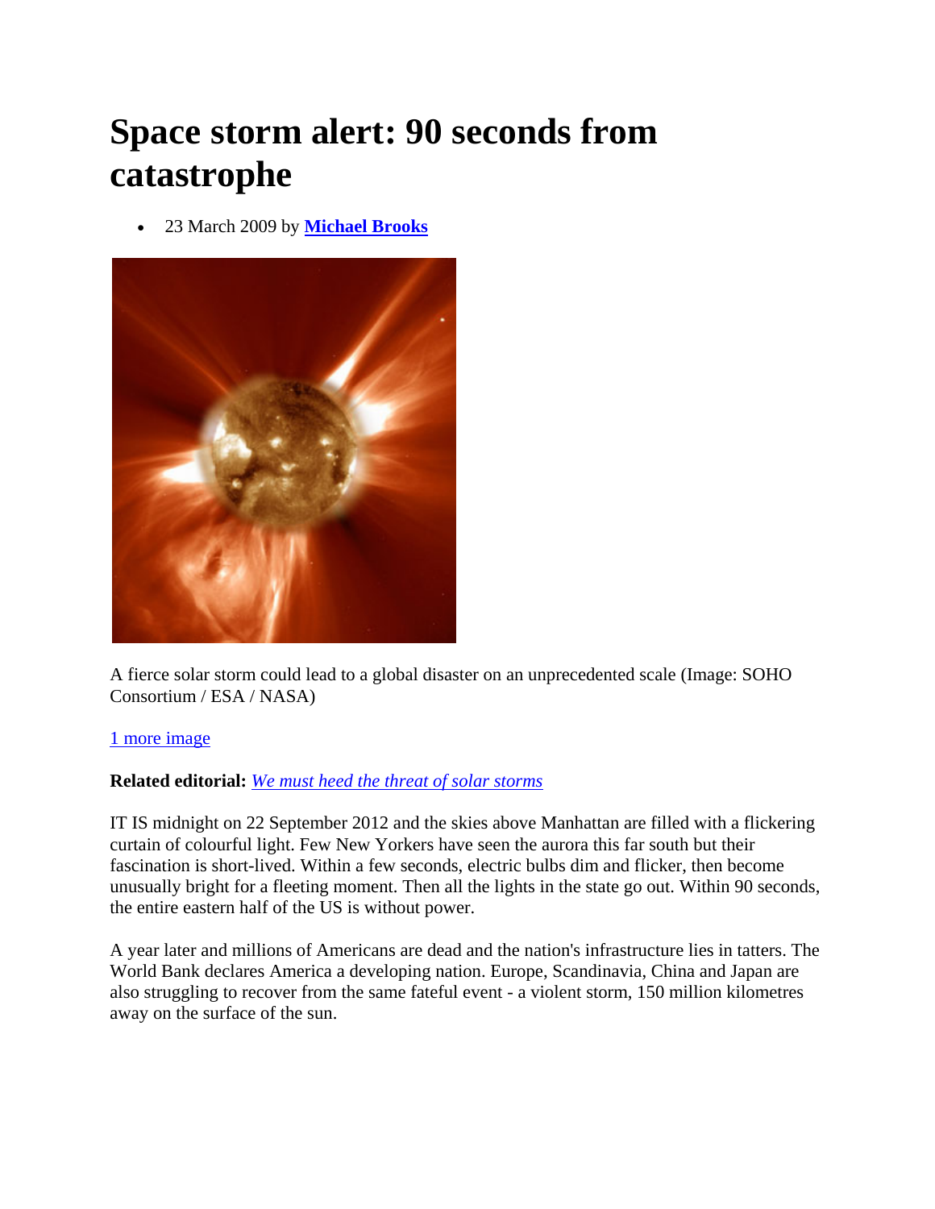# Space storm alert: 90 seconds from catastrophe

- 23 March 2009 by **Michael Brooks**

A fierce solar storm could lead to a global disaster on an unprecedented scale (Image: SOHO Consortium / ESA / NASA)

1 more image

**Related editorial:** *We must heed the threat of solar storms*

IT IS midnight on 22 September 2012 and the skies above Manhattan are filled with a flickering curtain of colourful light. Few New Yorkers have seen the aurora this far south but their fascination is short-lived. Within a few seconds, electric bulbs dim and flicker, then become unusually bright for a fleeting moment. Then all the lights in the state go out. Within 90 seconds, the entire eastern half of the US is without power.

A year later and millions of Americans are dead and the nation's infrastructure lies in tatters. The World Bank declares America a developing nation. Europe, Scandinavia, China and Japan are also struggling to recover from the same fateful event - a violent storm, 150 million kilometres away on the surface of the sun.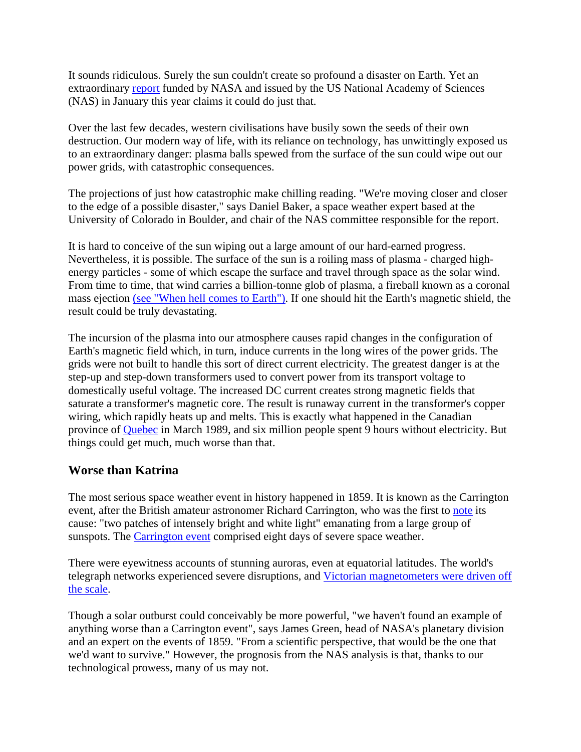It sounds ridiculous. Surely the sun couldn't create so profound a disaster on Earth. Yet an extraordinary report funded by NASA and issued by the US National Academy of Sciences (NAS) in January this year claims it could do just that.

Over the last few decades, western civilisations have busily sown the seeds of their own destruction. Our modern way of life, with its reliance on technology, has unwittingly exposed us to an extraordinary danger: plasma balls spewed from the surface of the sun could wipe out our power grids, with catastrophic consequences.

The projections of just how catastrophic make chilling reading. "We're moving closer and closer to the edge of a possible disaster," says Daniel Baker, a space weather expert based at the University of Colorado in Boulder, and chair of the NAS committee responsible for the report.

It is hard to conceive of the sun wiping out a large amount of our hard-earned progress. Nevertheless, it is possible. The surface of the sun is a roiling mass of plasma - charged high-energy particles - some of which escape the surface and travel through space as the solar wind. From time to time, that wind carries a billion-tonne glob of plasma, a fireball known as a coronal mass ejection (see "When hell comes to Earth"). If one should hit the Earth's magnetic shield, the result could be truly devastating.

The incursion of the plasma into our atmosphere causes rapid changes in the configuration of Earth's magnetic field which, in turn, induce currents in the long wires of the power grids. The grids were not built to handle this sort of direct current electricity. The greatest danger is at the step-up and step-down transformers used to convert power from its transport voltage to domestically useful voltage. The increased DC current creates strong magnetic fields that saturate a transformer's magnetic core. The result is runaway current in the transformer's copper wiring, which rapidly heats up and melts. This is exactly what happened in the Canadian province of Quebec in March 1989, and six million people spent 9 hours without electricity. But things could get much, much worse than that.

## Worse than Katrina

The most serious space weather event in history happened in 1859. It is known as the Carrington event, after the British amateur astronomer Richard Carrington, who was the first to note its cause: "two patches of intensely bright and white light" emanating from a large group of sunspots. The Carrington event comprised eight days of severe space weather.

There were eyewitness accounts of stunning auroras, even at equatorial latitudes. The world's telegraph networks experienced severe disruptions, and Victorian magnetometers were driven off the scale.

Though a solar outburst could conceivably be more powerful, "we haven't found an example of anything worse than a Carrington event", says James Green, head of NASA's planetary division and an expert on the events of 1859. "From a scientific perspective, that would be the one that we'd want to survive." However, the prognosis from the NAS analysis is that, thanks to our technological prowess, many of us may not.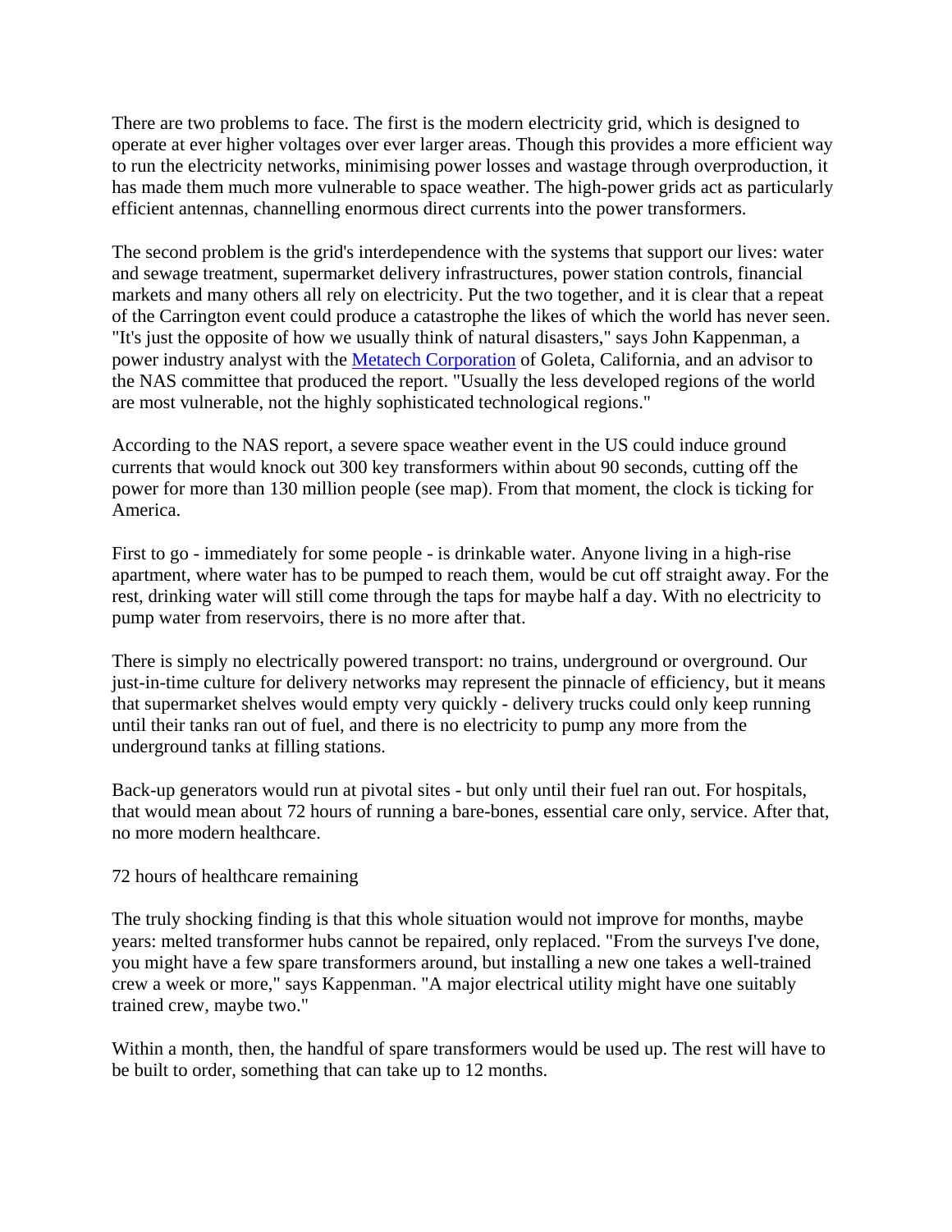There are two problems to face. The first is the modern electricity grid, which is designed to operate at ever higher voltages over ever larger areas. Though this provides a more efficient way to run the electricity networks, minimising power losses and wastage through overproduction, it has made them much more vulnerable to space weather. The high-power grids act as particularly efficient antennas, channelling enormous direct currents into the power transformers.

The second problem is the grid's interdependence with the systems that support our lives: water and sewage treatment, supermarket delivery infrastructures, power station controls, financial markets and many others all rely on electricity. Put the two together, and it is clear that a repeat of the Carrington event could produce a catastrophe the likes of which the world has never seen. "It's just the opposite of how we usually think of natural disasters," says John Kappenman, a power industry analyst with the [Metatech Corporation](#) of Goleta, California, and an advisor to the NAS committee that produced the report. "Usually the less developed regions of the world are most vulnerable, not the highly sophisticated technological regions."

According to the NAS report, a severe space weather event in the US could induce ground currents that would knock out 300 key transformers within about 90 seconds, cutting off the power for more than 130 million people (see map). From that moment, the clock is ticking for America.

First to go - immediately for some people - is drinkable water. Anyone living in a high-rise apartment, where water has to be pumped to reach them, would be cut off straight away. For the rest, drinking water will still come through the taps for maybe half a day. With no electricity to pump water from reservoirs, there is no more after that.

There is simply no electrically powered transport: no trains, underground or overground. Our just-in-time culture for delivery networks may represent the pinnacle of efficiency, but it means that supermarket shelves would empty very quickly - delivery trucks could only keep running until their tanks ran out of fuel, and there is no electricity to pump any more from the underground tanks at filling stations.

Back-up generators would run at pivotal sites - but only until their fuel ran out. For hospitals, that would mean about 72 hours of running a bare-bones, essential care only, service. After that, no more modern healthcare.

72 hours of healthcare remaining

The truly shocking finding is that this whole situation would not improve for months, maybe years: melted transformer hubs cannot be repaired, only replaced. "From the surveys I've done, you might have a few spare transformers around, but installing a new one takes a well-trained crew a week or more," says Kappenman. "A major electrical utility might have one suitably trained crew, maybe two."

Within a month, then, the handful of spare transformers would be used up. The rest will have to be built to order, something that can take up to 12 months.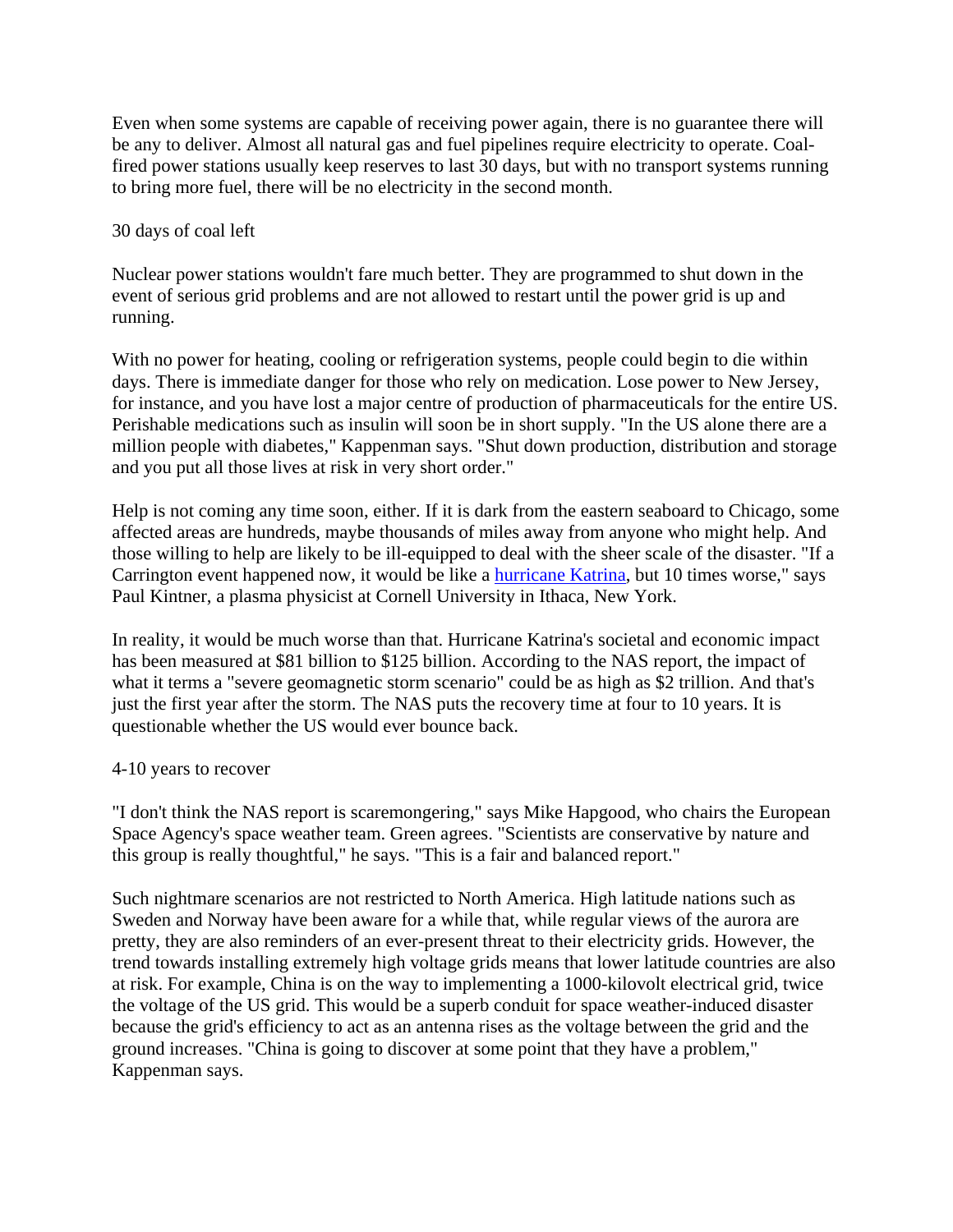Even when some systems are capable of receiving power again, there is no guarantee there will be any to deliver. Almost all natural gas and fuel pipelines require electricity to operate. Coal-fired power stations usually keep reserves to last 30 days, but with no transport systems running to bring more fuel, there will be no electricity in the second month.

30 days of coal left

Nuclear power stations wouldn't fare much better. They are programmed to shut down in the event of serious grid problems and are not allowed to restart until the power grid is up and running.

With no power for heating, cooling or refrigeration systems, people could begin to die within days. There is immediate danger for those who rely on medication. Lose power to New Jersey, for instance, and you have lost a major centre of production of pharmaceuticals for the entire US. Perishable medications such as insulin will soon be in short supply. "In the US alone there are a million people with diabetes," Kappenman says. "Shut down production, distribution and storage and you put all those lives at risk in very short order."

Help is not coming any time soon, either. If it is dark from the eastern seaboard to Chicago, some affected areas are hundreds, maybe thousands of miles away from anyone who might help. And those willing to help are likely to be ill-equipped to deal with the sheer scale of the disaster. "If a Carrington event happened now, it would be like a [hurricane Katrina](), but 10 times worse," says Paul Kintner, a plasma physicist at Cornell University in Ithaca, New York.

In reality, it would be much worse than that. Hurricane Katrina's societal and economic impact has been measured at $81 billion to $125 billion. According to the NAS report, the impact of what it terms a "severe geomagnetic storm scenario" could be as high as $2 trillion. And that's just the first year after the storm. The NAS puts the recovery time at four to 10 years. It is questionable whether the US would ever bounce back.

4-10 years to recover

"I don't think the NAS report is scaremongering," says Mike Hapgood, who chairs the European Space Agency's space weather team. Green agrees. "Scientists are conservative by nature and this group is really thoughtful," he says. "This is a fair and balanced report."

Such nightmare scenarios are not restricted to North America. High latitude nations such as Sweden and Norway have been aware for a while that, while regular views of the aurora are pretty, they are also reminders of an ever-present threat to their electricity grids. However, the trend towards installing extremely high voltage grids means that lower latitude countries are also at risk. For example, China is on the way to implementing a 1000-kilovolt electrical grid, twice the voltage of the US grid. This would be a superb conduit for space weather-induced disaster because the grid's efficiency to act as an antenna rises as the voltage between the grid and the ground increases. "China is going to discover at some point that they have a problem," Kappenman says.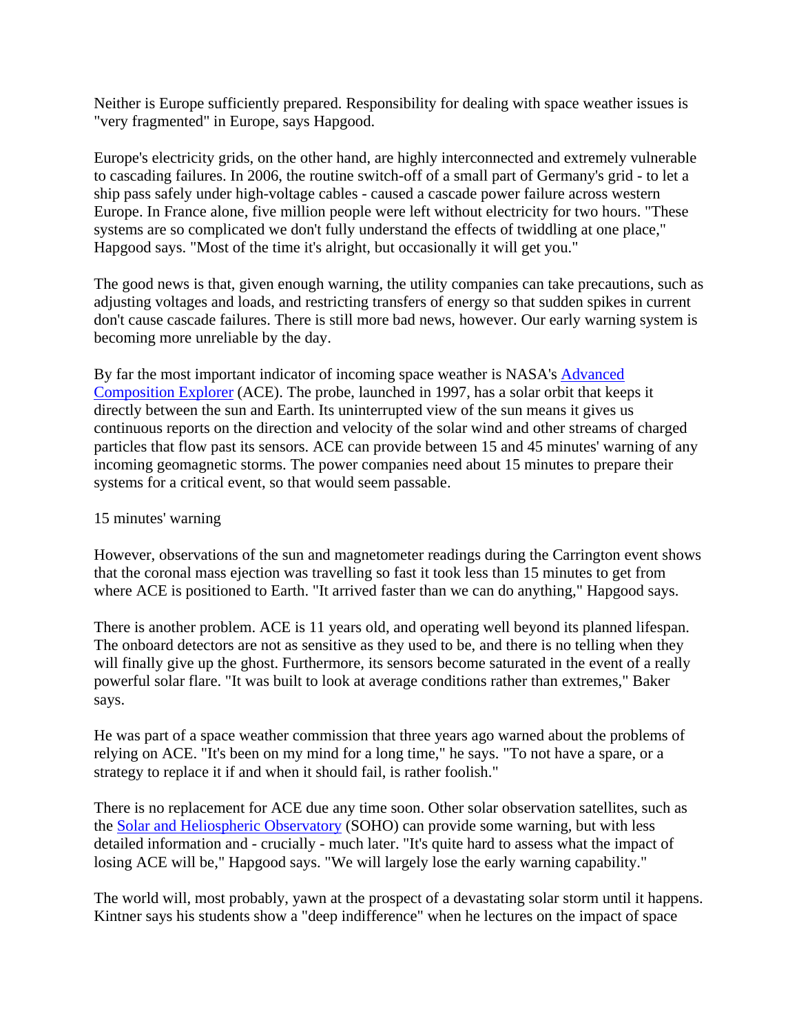Neither is Europe sufficiently prepared. Responsibility for dealing with space weather issues is "very fragmented" in Europe, says Hapgood.

Europe's electricity grids, on the other hand, are highly interconnected and extremely vulnerable to cascading failures. In 2006, the routine switch-off of a small part of Germany's grid - to let a ship pass safely under high-voltage cables - caused a cascade power failure across western Europe. In France alone, five million people were left without electricity for two hours. "These systems are so complicated we don't fully understand the effects of twiddling at one place," Hapgood says. "Most of the time it's alright, but occasionally it will get you."

The good news is that, given enough warning, the utility companies can take precautions, such as adjusting voltages and loads, and restricting transfers of energy so that sudden spikes in current don't cause cascade failures. There is still more bad news, however. Our early warning system is becoming more unreliable by the day.

By far the most important indicator of incoming space weather is NASA's Advanced Composition Explorer (ACE). The probe, launched in 1997, has a solar orbit that keeps it directly between the sun and Earth. Its uninterrupted view of the sun means it gives us continuous reports on the direction and velocity of the solar wind and other streams of charged particles that flow past its sensors. ACE can provide between 15 and 45 minutes' warning of any incoming geomagnetic storms. The power companies need about 15 minutes to prepare their systems for a critical event, so that would seem passable.

## 15 minutes' warning

However, observations of the sun and magnetometer readings during the Carrington event shows that the coronal mass ejection was travelling so fast it took less than 15 minutes to get from where ACE is positioned to Earth. "It arrived faster than we can do anything," Hapgood says.

There is another problem. ACE is 11 years old, and operating well beyond its planned lifespan. The onboard detectors are not as sensitive as they used to be, and there is no telling when they will finally give up the ghost. Furthermore, its sensors become saturated in the event of a really powerful solar flare. "It was built to look at average conditions rather than extremes," Baker says.

He was part of a space weather commission that three years ago warned about the problems of relying on ACE. "It's been on my mind for a long time," he says. "To not have a spare, or a strategy to replace it if and when it should fail, is rather foolish."

There is no replacement for ACE due any time soon. Other solar observation satellites, such as the Solar and Heliospheric Observatory (SOHO) can provide some warning, but with less detailed information and - crucially - much later. "It's quite hard to assess what the impact of losing ACE will be," Hapgood says. "We will largely lose the early warning capability."

The world will, most probably, yawn at the prospect of a devastating solar storm until it happens. Kintner says his students show a "deep indifference" when he lectures on the impact of space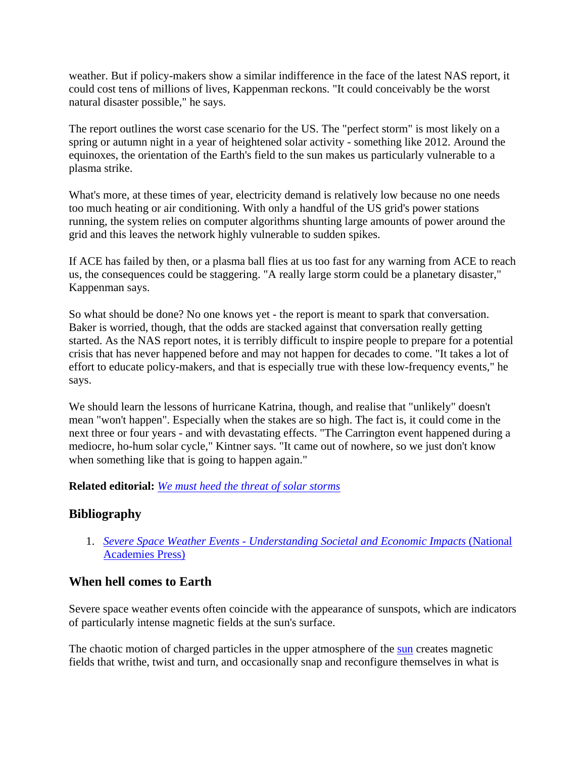weather. But if policy-makers show a similar indifference in the face of the latest NAS report, it could cost tens of millions of lives, Kappenman reckons. "It could conceivably be the worst natural disaster possible," he says.

The report outlines the worst case scenario for the US. The "perfect storm" is most likely on a spring or autumn night in a year of heightened solar activity - something like 2012. Around the equinoxes, the orientation of the Earth's field to the sun makes us particularly vulnerable to a plasma strike.

What's more, at these times of year, electricity demand is relatively low because no one needs too much heating or air conditioning. With only a handful of the US grid's power stations running, the system relies on computer algorithms shunting large amounts of power around the grid and this leaves the network highly vulnerable to sudden spikes.

If ACE has failed by then, or a plasma ball flies at us too fast for any warning from ACE to reach us, the consequences could be staggering. "A really large storm could be a planetary disaster," Kappenman says.

So what should be done? No one knows yet - the report is meant to spark that conversation. Baker is worried, though, that the odds are stacked against that conversation really getting started. As the NAS report notes, it is terribly difficult to inspire people to prepare for a potential crisis that has never happened before and may not happen for decades to come. "It takes a lot of effort to educate policy-makers, and that is especially true with these low-frequency events," he says.

We should learn the lessons of hurricane Katrina, though, and realise that "unlikely" doesn't mean "won't happen". Especially when the stakes are so high. The fact is, it could come in the next three or four years - and with devastating effects. "The Carrington event happened during a mediocre, ho-hum solar cycle," Kintner says. "It came out of nowhere, so we just don't know when something like that is going to happen again."

**Related editorial:** *We must heed the threat of solar storms*

## Bibliography

1. *Severe Space Weather Events - Understanding Societal and Economic Impacts* (National Academies Press)

## When hell comes to Earth

Severe space weather events often coincide with the appearance of sunspots, which are indicators of particularly intense magnetic fields at the sun's surface.

The chaotic motion of charged particles in the upper atmosphere of the sun creates magnetic fields that writhe, twist and turn, and occasionally snap and reconfigure themselves in what is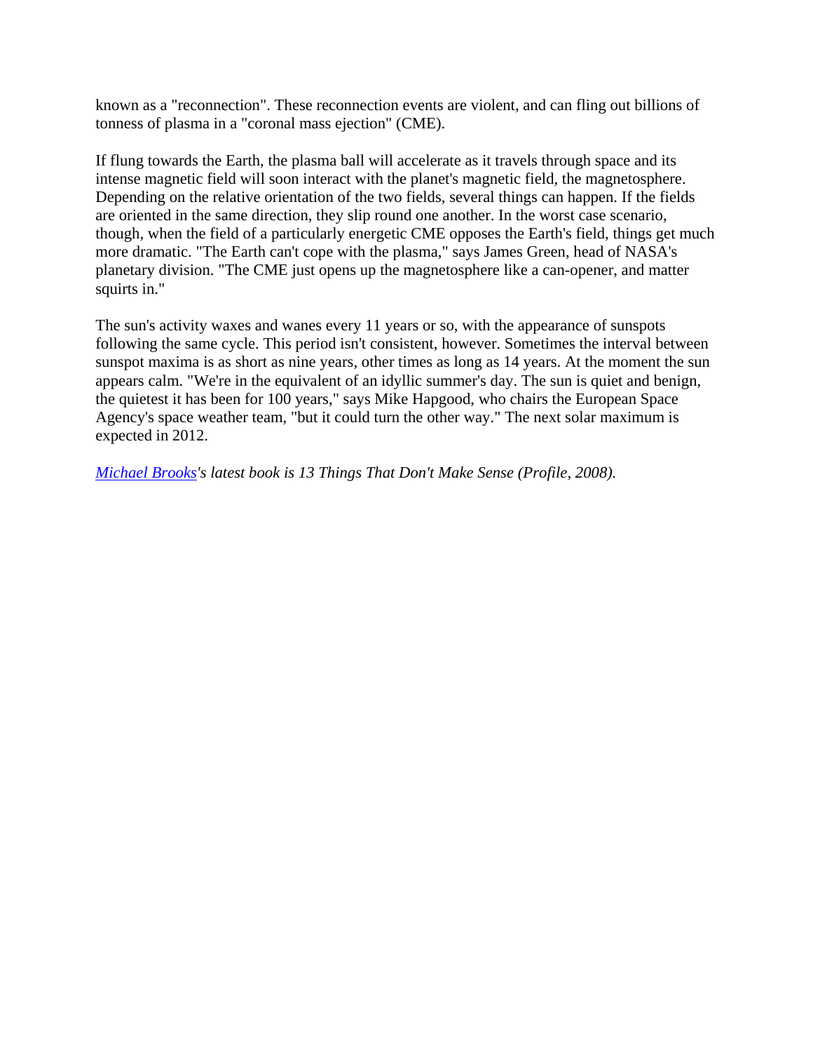known as a "reconnection". These reconnection events are violent, and can fling out billions of tonness of plasma in a "coronal mass ejection" (CME).

If flung towards the Earth, the plasma ball will accelerate as it travels through space and its intense magnetic field will soon interact with the planet's magnetic field, the magnetosphere. Depending on the relative orientation of the two fields, several things can happen. If the fields are oriented in the same direction, they slip round one another. In the worst case scenario, though, when the field of a particularly energetic CME opposes the Earth's field, things get much more dramatic. "The Earth can't cope with the plasma," says James Green, head of NASA's planetary division. "The CME just opens up the magnetosphere like a can-opener, and matter squirts in."

The sun's activity waxes and wanes every 11 years or so, with the appearance of sunspots following the same cycle. This period isn't consistent, however. Sometimes the interval between sunspot maxima is as short as nine years, other times as long as 14 years. At the moment the sun appears calm. "We're in the equivalent of an idyllic summer's day. The sun is quiet and benign, the quietest it has been for 100 years," says Mike Hapgood, who chairs the European Space Agency's space weather team, "but it could turn the other way." The next solar maximum is expected in 2012.

*Michael Brooks's latest book is 13 Things That Don't Make Sense (Profile, 2008).*